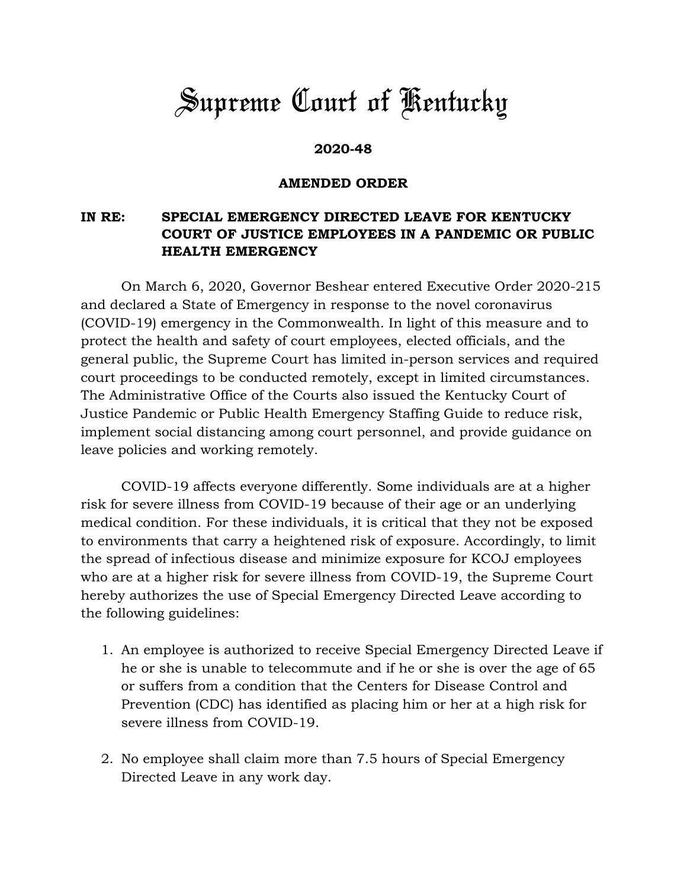# Supreme Court of Kentucky

**2020-48**

**AMENDED ORDER**

**IN RE: SPECIAL EMERGENCY DIRECTED LEAVE FOR KENTUCKY COURT OF JUSTICE EMPLOYEES IN A PANDEMIC OR PUBLIC HEALTH EMERGENCY**

On March 6, 2020, Governor Beshear entered Executive Order 2020-215 and declared a State of Emergency in response to the novel coronavirus (COVID-19) emergency in the Commonwealth. In light of this measure and to protect the health and safety of court employees, elected officials, and the general public, the Supreme Court has limited in-person services and required court proceedings to be conducted remotely, except in limited circumstances. The Administrative Office of the Courts also issued the Kentucky Court of Justice Pandemic or Public Health Emergency Staffing Guide to reduce risk, implement social distancing among court personnel, and provide guidance on leave policies and working remotely.

COVID-19 affects everyone differently. Some individuals are at a higher risk for severe illness from COVID-19 because of their age or an underlying medical condition. For these individuals, it is critical that they not be exposed to environments that carry a heightened risk of exposure. Accordingly, to limit the spread of infectious disease and minimize exposure for KCOJ employees who are at a higher risk for severe illness from COVID-19, the Supreme Court hereby authorizes the use of Special Emergency Directed Leave according to the following guidelines:

1. An employee is authorized to receive Special Emergency Directed Leave if he or she is unable to telecommute and if he or she is over the age of 65 or suffers from a condition that the Centers for Disease Control and Prevention (CDC) has identified as placing him or her at a high risk for severe illness from COVID-19.

2. No employee shall claim more than 7.5 hours of Special Emergency Directed Leave in any work day.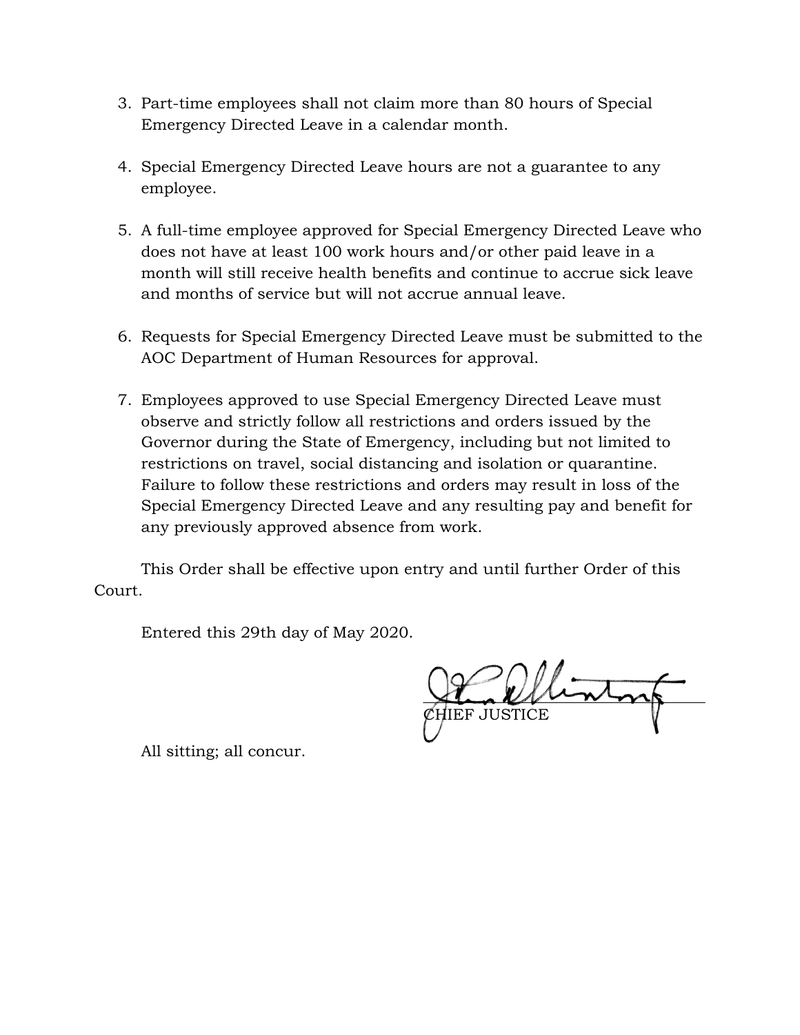3. Part-time employees shall not claim more than 80 hours of Special Emergency Directed Leave in a calendar month.

4. Special Emergency Directed Leave hours are not a guarantee to any employee.

5. A full-time employee approved for Special Emergency Directed Leave who does not have at least 100 work hours and/or other paid leave in a month will still receive health benefits and continue to accrue sick leave and months of service but will not accrue annual leave.

6. Requests for Special Emergency Directed Leave must be submitted to the AOC Department of Human Resources for approval.

7. Employees approved to use Special Emergency Directed Leave must observe and strictly follow all restrictions and orders issued by the Governor during the State of Emergency, including but not limited to restrictions on travel, social distancing and isolation or quarantine. Failure to follow these restrictions and orders may result in loss of the Special Emergency Directed Leave and any resulting pay and benefit for any previously approved absence from work.

This Order shall be effective upon entry and until further Order of this Court.

Entered this 29th day of May 2020.

CHIEF JUSTICE

All sitting; all concur.